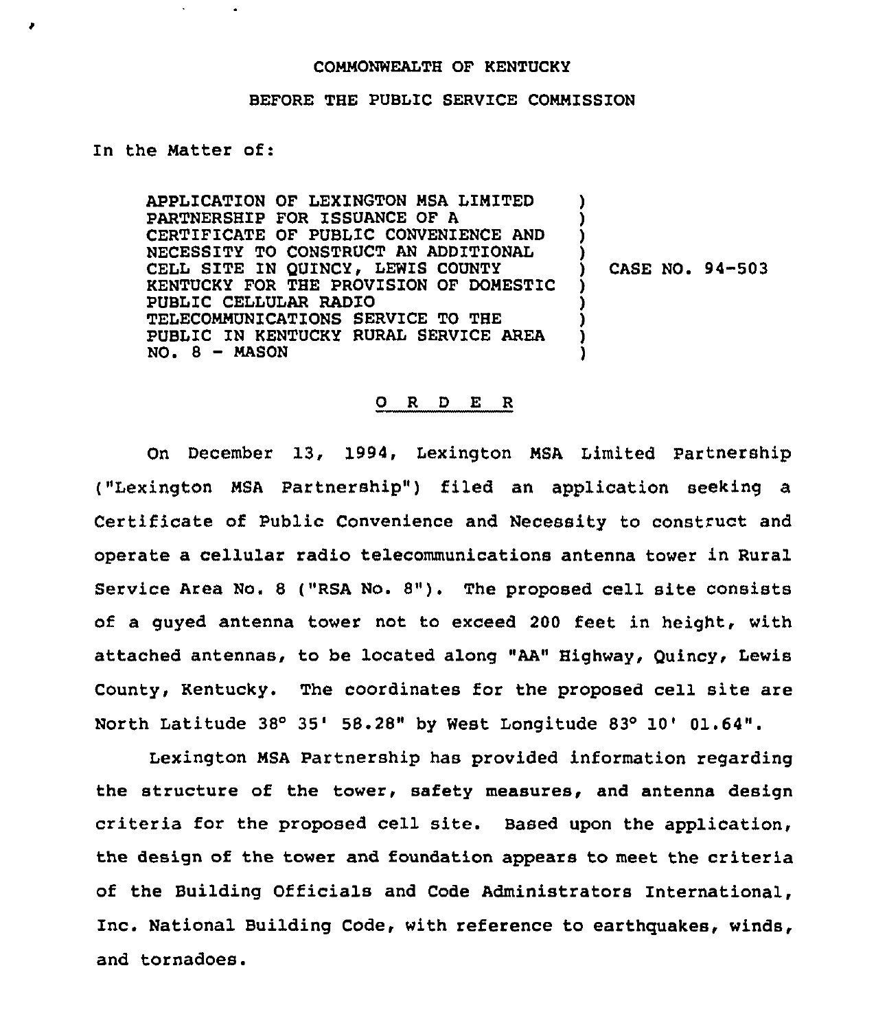COMMONWEALTH OF KENTUCKY

BEFORE THE PUBLIC SERVICE COMMISSION

In the Matter of:

APPLICATION OF LEXINGTON MSA LIMITED PARTNERSHIP FOR ISSUANCE OF A CERTIFICATE OF PUBLIC CONVENIENCE AND NECESSITY TO CONSTRUCT AN ADDITIONAL CELL SITE IN QUINCY, LEWIS COUNTY KENTUCKY FOR THE PROVISION OF DOMESTIC PUBLIC CELLULAR RADIO TELECOMMUNICATIONS SERVICE TO THE PUBLIC IN KENTUCKY RURAL SERVICE AREA NO. 8 - MASON ) CASE NO. 94-503

O R D E R

On December 13, 1994, Lexington MSA Limited Partnership ("Lexington MSA Partnership") filed an application seeking a Certificate of Public Convenience and Necessity to construct and operate a cellular radio telecommunications antenna tower in Rural Service Area No. 8 ("RSA No. 8"). The proposed cell site consists of a guyed antenna tower not to exceed 200 feet in height, with attached antennas, to be located along "AA" Highway, Quincy, Lewis County, Kentucky. The coordinates for the proposed cell site are North Latitude 38° 35' 58.28" by West Longitude 83° 10' 01.64".

Lexington MSA Partnership has provided information regarding the structure of the tower, safety measures, and antenna design criteria for the proposed cell site. Based upon the application, the design of the tower and foundation appears to meet the criteria of the Building Officials and Code Administrators International, Inc. National Building Code, with reference to earthquakes, winds, and tornadoes.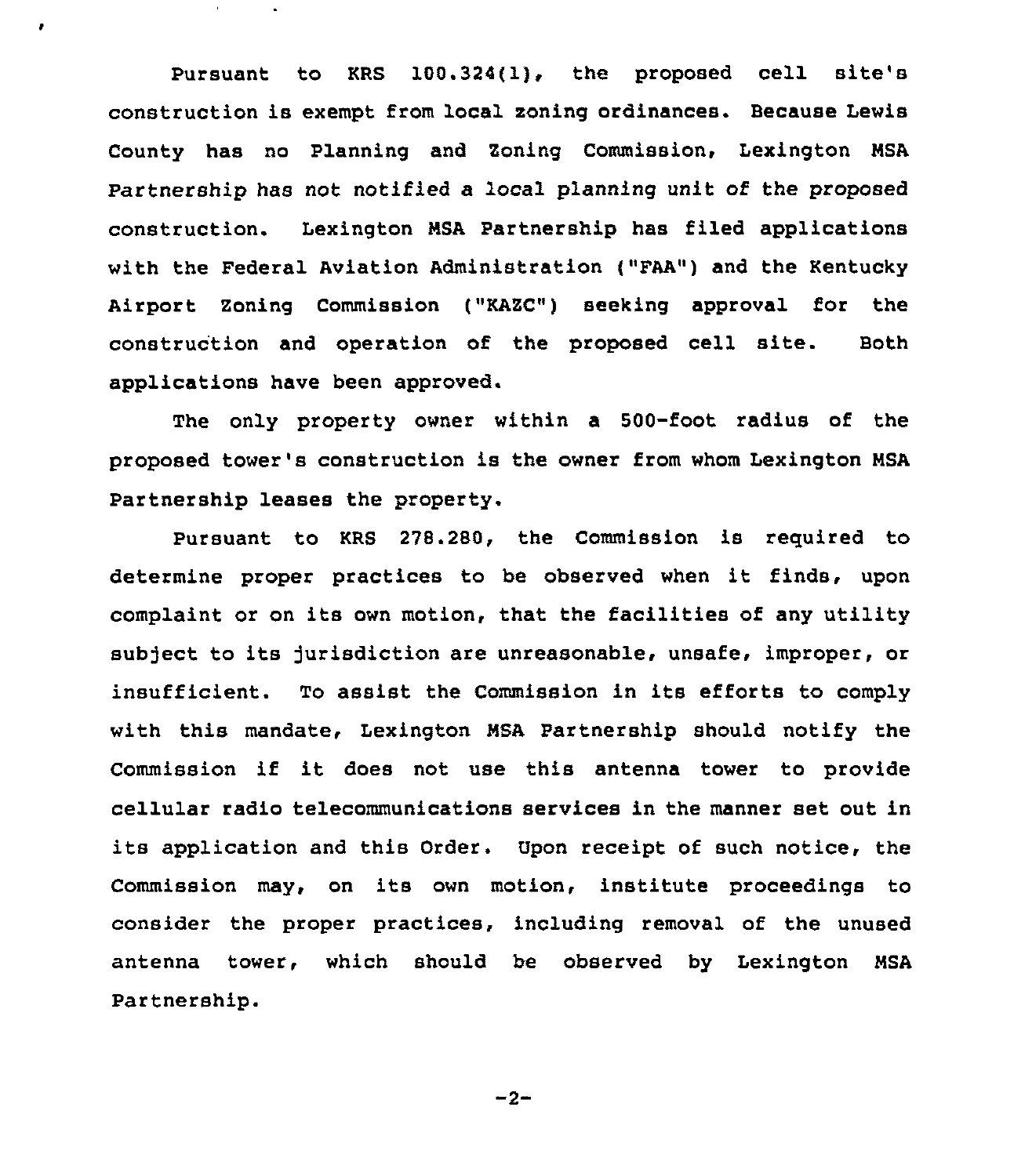Pursuant to KRS 100.324(1), the proposed cell site's construction is exempt from local zoning ordinances. Because Lewis County has no Planning and Zoning Commission, Lexington MSA Partnership has not notified a local planning unit of the proposed construction. Lexington MSA Partnership has filed applications with the Federal Aviation Administration ("FAA") and the Kentucky Airport Zoning Commission ("KAZC") seeking approval for the construction and operation of the proposed cell site. Both applications have been approved.

The only property owner within a 500-foot radius of the proposed tower's construction is the owner from whom Lexington MSA Partnership leases the property.

Pursuant to KRS 278.280, the Commission is required to determine proper practices to be observed when it finds, upon complaint or on its own motion, that the facilities of any utility subject to its jurisdiction are unreasonable, unsafe, improper, or insufficient. To assist the Commission in its efforts to comply with this mandate, Lexington MSA Partnership should notify the Commission if it does not use this antenna tower to provide cellular radio telecommunications services in the manner set out in its application and this Order. Upon receipt of such notice, the Commission may, on its own motion, institute proceedings to consider the proper practices, including removal of the unused antenna tower, which should be observed by Lexington MSA Partnership.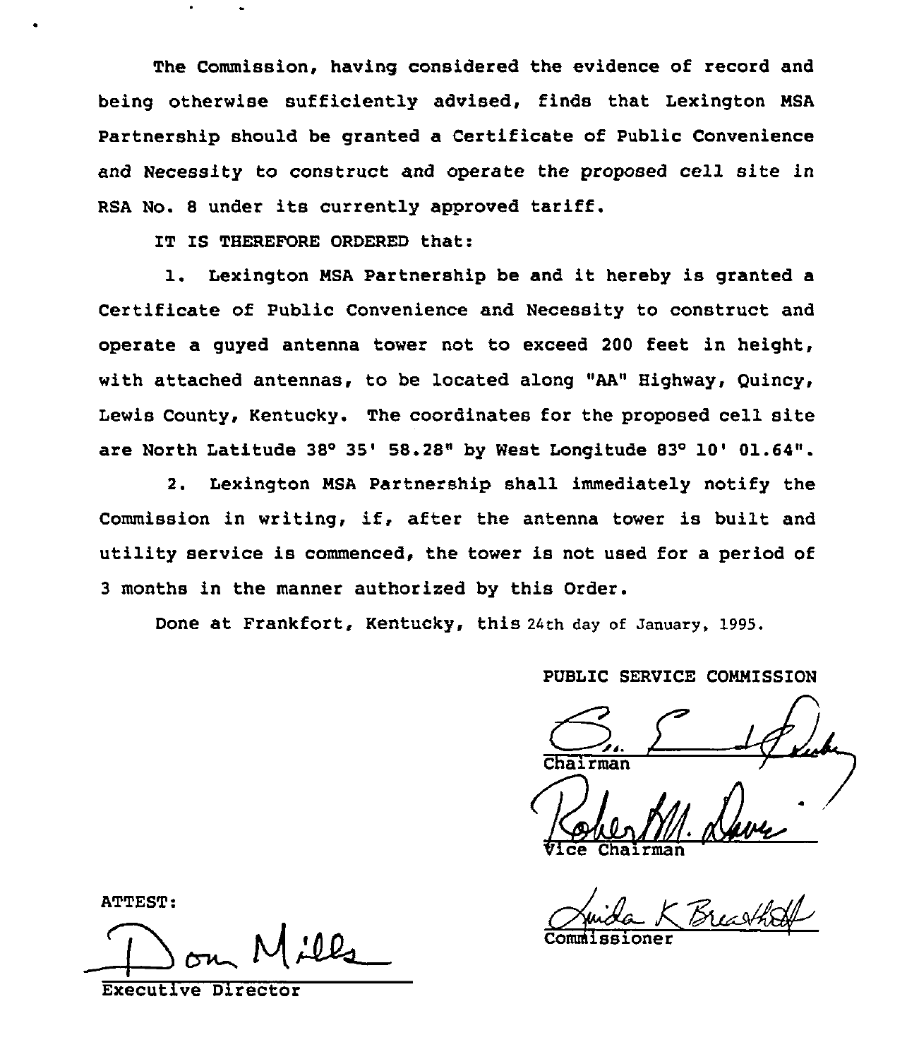The Commission, having considered the evidence of record and being otherwise sufficiently advised, finds that Lexington MSA Partnership should be granted a Certificate of Public Convenience and Necessity to construct and operate the proposed cell site in RSA No. 8 under its currently approved tariff.

IT IS THEREFORE ORDERED that:

1. Lexington MSA Partnership be and it hereby is granted a Certificate of Public Convenience and Necessity to construct and operate a guyed antenna tower not to exceed 200 feet in height, with attached antennas, to be located along "AA" Highway, Quincy, Lewis County, Kentucky. The coordinates for the proposed cell site are North Latitude 38° 35' 58.28" by West Longitude 83° 10' 01.64".

2. Lexington MSA Partnership shall immediately notify the Commission in writing, if, after the antenna tower is built and utility service is commenced, the tower is not used for a period of 3 months in the manner authorized by this Order.

Done at Frankfort, Kentucky, this 24th day of January, 1995.

PUBLIC SERVICE COMMISSION

Chairman

Vice Chairman

Commissioner

ATTEST:

Executive Director